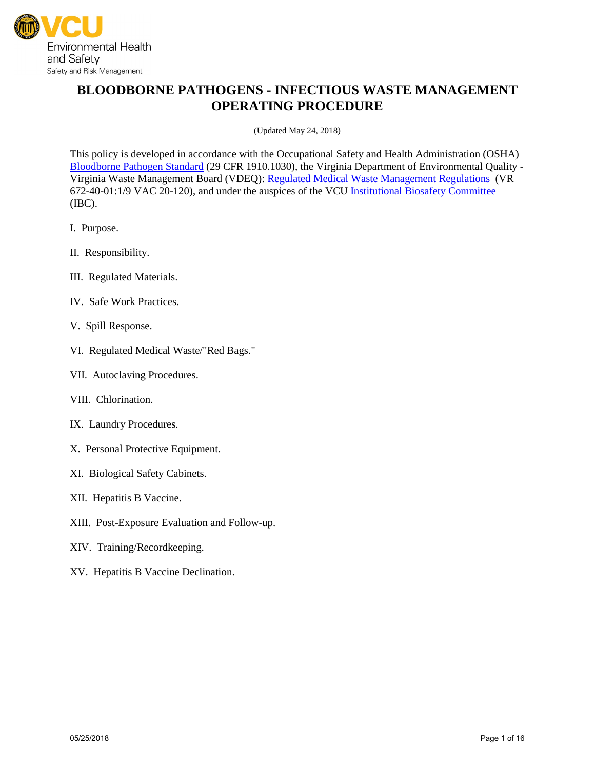VCU Environmental Health and Safety
Safety and Risk Management

# BLOODBORNE PATHOGENS - INFECTIOUS WASTE MANAGEMENT OPERATING PROCEDURE

(Updated May 24, 2018)

This policy is developed in accordance with the Occupational Safety and Health Administration (OSHA) Bloodborne Pathogen Standard (29 CFR 1910.1030), the Virginia Department of Environmental Quality - Virginia Waste Management Board (VDEQ): Regulated Medical Waste Management Regulations (VR 672-40-01:1/9 VAC 20-120), and under the auspices of the VCU Institutional Biosafety Committee (IBC).

I. Purpose.

II. Responsibility.

III. Regulated Materials.

IV. Safe Work Practices.

V. Spill Response.

VI. Regulated Medical Waste/"Red Bags."

VII. Autoclaving Procedures.

VIII. Chlorination.

IX. Laundry Procedures.

X. Personal Protective Equipment.

XI. Biological Safety Cabinets.

XII. Hepatitis B Vaccine.

XIII. Post-Exposure Evaluation and Follow-up.

XIV. Training/Recordkeeping.

XV. Hepatitis B Vaccine Declination.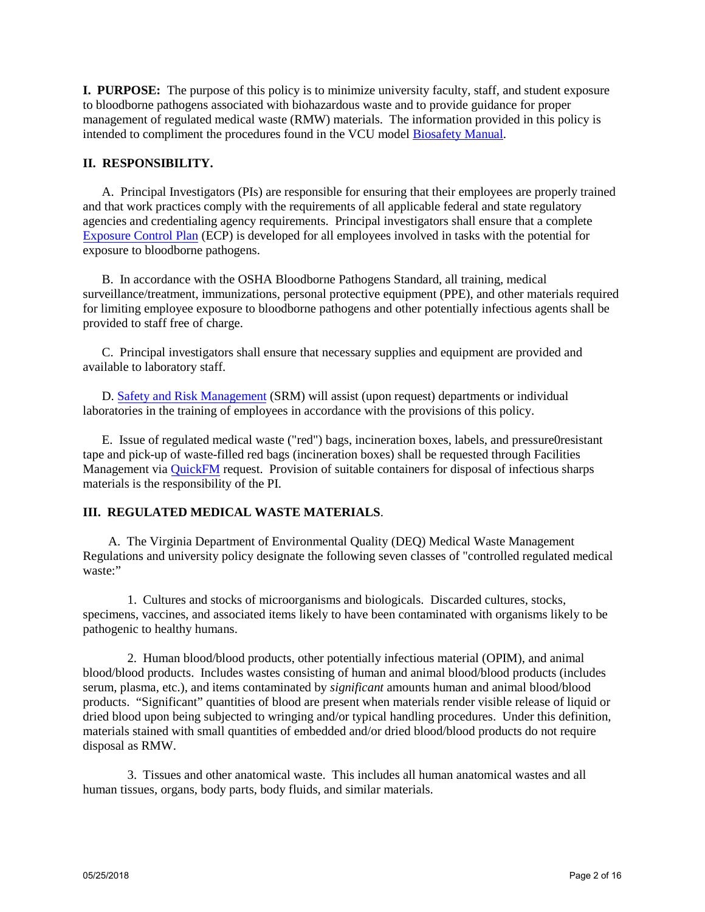**I. PURPOSE:** The purpose of this policy is to minimize university faculty, staff, and student exposure to bloodborne pathogens associated with biohazardous waste and to provide guidance for proper management of regulated medical waste (RMW) materials. The information provided in this policy is intended to compliment the procedures found in the VCU model Biosafety Manual.

**II. RESPONSIBILITY.**

A. Principal Investigators (PIs) are responsible for ensuring that their employees are properly trained and that work practices comply with the requirements of all applicable federal and state regulatory agencies and credentialing agency requirements. Principal investigators shall ensure that a complete Exposure Control Plan (ECP) is developed for all employees involved in tasks with the potential for exposure to bloodborne pathogens.

B. In accordance with the OSHA Bloodborne Pathogens Standard, all training, medical surveillance/treatment, immunizations, personal protective equipment (PPE), and other materials required for limiting employee exposure to bloodborne pathogens and other potentially infectious agents shall be provided to staff free of charge.

C. Principal investigators shall ensure that necessary supplies and equipment are provided and available to laboratory staff.

D. Safety and Risk Management (SRM) will assist (upon request) departments or individual laboratories in the training of employees in accordance with the provisions of this policy.

E. Issue of regulated medical waste ("red") bags, incineration boxes, labels, and pressure0resistant tape and pick-up of waste-filled red bags (incineration boxes) shall be requested through Facilities Management via QuickFM request. Provision of suitable containers for disposal of infectious sharps materials is the responsibility of the PI.

**III. REGULATED MEDICAL WASTE MATERIALS**.

A. The Virginia Department of Environmental Quality (DEQ) Medical Waste Management Regulations and university policy designate the following seven classes of "controlled regulated medical waste:"

1. Cultures and stocks of microorganisms and biologicals. Discarded cultures, stocks, specimens, vaccines, and associated items likely to have been contaminated with organisms likely to be pathogenic to healthy humans.

2. Human blood/blood products, other potentially infectious material (OPIM), and animal blood/blood products. Includes wastes consisting of human and animal blood/blood products (includes serum, plasma, etc.), and items contaminated by *significant* amounts human and animal blood/blood products. "Significant" quantities of blood are present when materials render visible release of liquid or dried blood upon being subjected to wringing and/or typical handling procedures. Under this definition, materials stained with small quantities of embedded and/or dried blood/blood products do not require disposal as RMW.

3. Tissues and other anatomical waste. This includes all human anatomical wastes and all human tissues, organs, body parts, body fluids, and similar materials.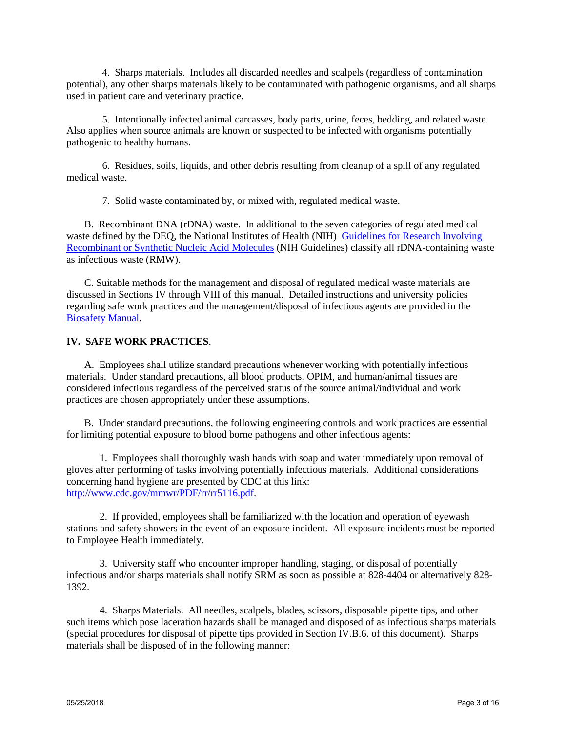4. Sharps materials. Includes all discarded needles and scalpels (regardless of contamination potential), any other sharps materials likely to be contaminated with pathogenic organisms, and all sharps used in patient care and veterinary practice.

5. Intentionally infected animal carcasses, body parts, urine, feces, bedding, and related waste. Also applies when source animals are known or suspected to be infected with organisms potentially pathogenic to healthy humans.

6. Residues, soils, liquids, and other debris resulting from cleanup of a spill of any regulated medical waste.

7. Solid waste contaminated by, or mixed with, regulated medical waste.

B. Recombinant DNA (rDNA) waste. In additional to the seven categories of regulated medical waste defined by the DEQ, the National Institutes of Health (NIH) [Guidelines for Research Involving Recombinant or Synthetic Nucleic Acid Molecules] (NIH Guidelines) classify all rDNA-containing waste as infectious waste (RMW).

C. Suitable methods for the management and disposal of regulated medical waste materials are discussed in Sections IV through VIII of this manual. Detailed instructions and university policies regarding safe work practices and the management/disposal of infectious agents are provided in the [Biosafety Manual].

## IV. SAFE WORK PRACTICES.

A. Employees shall utilize standard precautions whenever working with potentially infectious materials. Under standard precautions, all blood products, OPIM, and human/animal tissues are considered infectious regardless of the perceived status of the source animal/individual and work practices are chosen appropriately under these assumptions.

B. Under standard precautions, the following engineering controls and work practices are essential for limiting potential exposure to blood borne pathogens and other infectious agents:

1. Employees shall thoroughly wash hands with soap and water immediately upon removal of gloves after performing of tasks involving potentially infectious materials. Additional considerations concerning hand hygiene are presented by CDC at this link: http://www.cdc.gov/mmwr/PDF/rr/rr5116.pdf.

2. If provided, employees shall be familiarized with the location and operation of eyewash stations and safety showers in the event of an exposure incident. All exposure incidents must be reported to Employee Health immediately.

3. University staff who encounter improper handling, staging, or disposal of potentially infectious and/or sharps materials shall notify SRM as soon as possible at 828-4404 or alternatively 828-1392.

4. Sharps Materials. All needles, scalpels, blades, scissors, disposable pipette tips, and other such items which pose laceration hazards shall be managed and disposed of as infectious sharps materials (special procedures for disposal of pipette tips provided in Section IV.B.6. of this document). Sharps materials shall be disposed of in the following manner: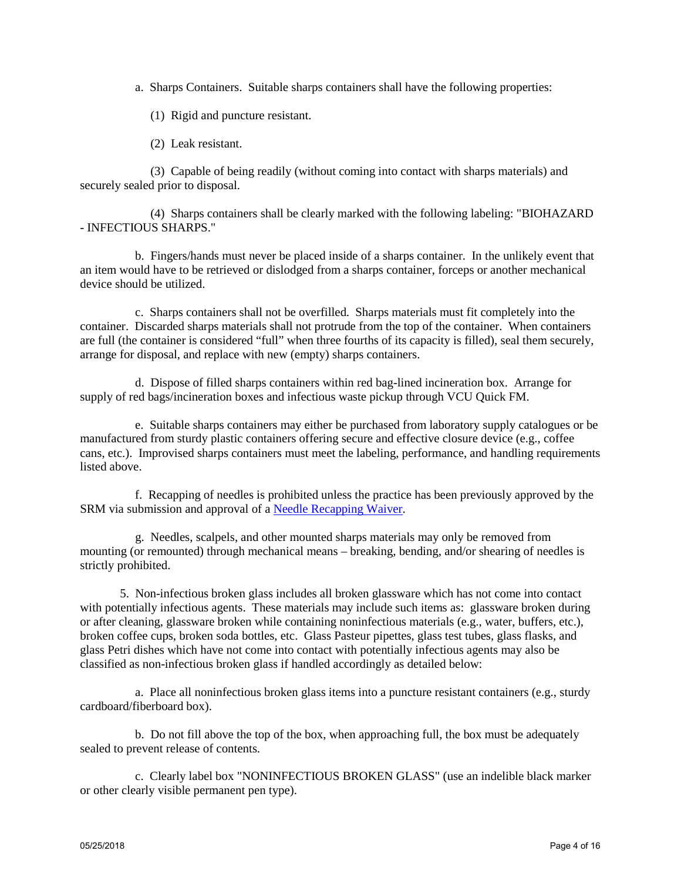a. Sharps Containers. Suitable sharps containers shall have the following properties:

(1) Rigid and puncture resistant.

(2) Leak resistant.

(3) Capable of being readily (without coming into contact with sharps materials) and securely sealed prior to disposal.

(4) Sharps containers shall be clearly marked with the following labeling: "BIOHAZARD - INFECTIOUS SHARPS."

b. Fingers/hands must never be placed inside of a sharps container. In the unlikely event that an item would have to be retrieved or dislodged from a sharps container, forceps or another mechanical device should be utilized.

c. Sharps containers shall not be overfilled. Sharps materials must fit completely into the container. Discarded sharps materials shall not protrude from the top of the container. When containers are full (the container is considered "full" when three fourths of its capacity is filled), seal them securely, arrange for disposal, and replace with new (empty) sharps containers.

d. Dispose of filled sharps containers within red bag-lined incineration box. Arrange for supply of red bags/incineration boxes and infectious waste pickup through VCU Quick FM.

e. Suitable sharps containers may either be purchased from laboratory supply catalogues or be manufactured from sturdy plastic containers offering secure and effective closure device (e.g., coffee cans, etc.). Improvised sharps containers must meet the labeling, performance, and handling requirements listed above.

f. Recapping of needles is prohibited unless the practice has been previously approved by the SRM via submission and approval of a [Needle Recapping Waiver](#).

g. Needles, scalpels, and other mounted sharps materials may only be removed from mounting (or remounted) through mechanical means – breaking, bending, and/or shearing of needles is strictly prohibited.

5. Non-infectious broken glass includes all broken glassware which has not come into contact with potentially infectious agents. These materials may include such items as: glassware broken during or after cleaning, glassware broken while containing noninfectious materials (e.g., water, buffers, etc.), broken coffee cups, broken soda bottles, etc. Glass Pasteur pipettes, glass test tubes, glass flasks, and glass Petri dishes which have not come into contact with potentially infectious agents may also be classified as non-infectious broken glass if handled accordingly as detailed below:

a. Place all noninfectious broken glass items into a puncture resistant containers (e.g., sturdy cardboard/fiberboard box).

b. Do not fill above the top of the box, when approaching full, the box must be adequately sealed to prevent release of contents.

c. Clearly label box "NONINFECTIOUS BROKEN GLASS" (use an indelible black marker or other clearly visible permanent pen type).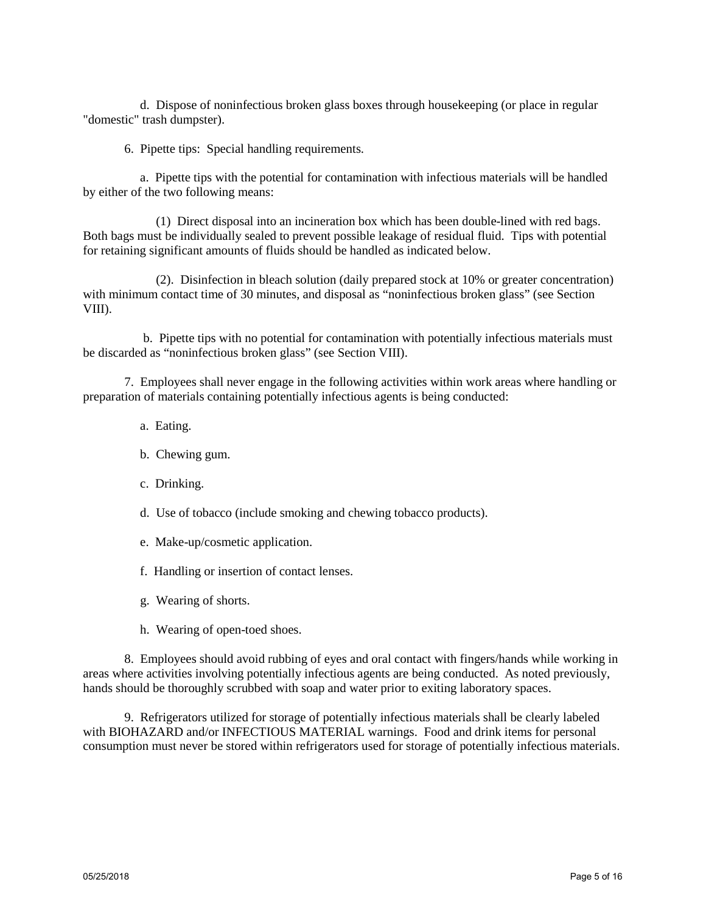d. Dispose of noninfectious broken glass boxes through housekeeping (or place in regular "domestic" trash dumpster).

6. Pipette tips: Special handling requirements.

a. Pipette tips with the potential for contamination with infectious materials will be handled by either of the two following means:

(1) Direct disposal into an incineration box which has been double-lined with red bags. Both bags must be individually sealed to prevent possible leakage of residual fluid. Tips with potential for retaining significant amounts of fluids should be handled as indicated below.

(2). Disinfection in bleach solution (daily prepared stock at 10% or greater concentration) with minimum contact time of 30 minutes, and disposal as "noninfectious broken glass" (see Section VIII).

b. Pipette tips with no potential for contamination with potentially infectious materials must be discarded as "noninfectious broken glass" (see Section VIII).

7. Employees shall never engage in the following activities within work areas where handling or preparation of materials containing potentially infectious agents is being conducted:

a. Eating.

b. Chewing gum.

c. Drinking.

d. Use of tobacco (include smoking and chewing tobacco products).

e. Make-up/cosmetic application.

f. Handling or insertion of contact lenses.

g. Wearing of shorts.

h. Wearing of open-toed shoes.

8. Employees should avoid rubbing of eyes and oral contact with fingers/hands while working in areas where activities involving potentially infectious agents are being conducted. As noted previously, hands should be thoroughly scrubbed with soap and water prior to exiting laboratory spaces.

9. Refrigerators utilized for storage of potentially infectious materials shall be clearly labeled with BIOHAZARD and/or INFECTIOUS MATERIAL warnings. Food and drink items for personal consumption must never be stored within refrigerators used for storage of potentially infectious materials.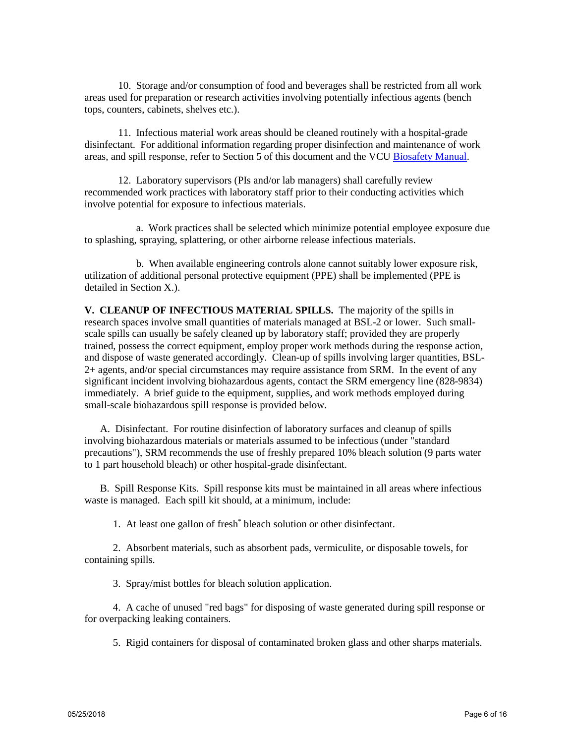10. Storage and/or consumption of food and beverages shall be restricted from all work areas used for preparation or research activities involving potentially infectious agents (bench tops, counters, cabinets, shelves etc.).

11. Infectious material work areas should be cleaned routinely with a hospital-grade disinfectant. For additional information regarding proper disinfection and maintenance of work areas, and spill response, refer to Section 5 of this document and the VCU Biosafety Manual.

12. Laboratory supervisors (PIs and/or lab managers) shall carefully review recommended work practices with laboratory staff prior to their conducting activities which involve potential for exposure to infectious materials.

a. Work practices shall be selected which minimize potential employee exposure due to splashing, spraying, splattering, or other airborne release infectious materials.

b. When available engineering controls alone cannot suitably lower exposure risk, utilization of additional personal protective equipment (PPE) shall be implemented (PPE is detailed in Section X.).

**V. CLEANUP OF INFECTIOUS MATERIAL SPILLS.** The majority of the spills in research spaces involve small quantities of materials managed at BSL-2 or lower. Such small-scale spills can usually be safely cleaned up by laboratory staff; provided they are properly trained, possess the correct equipment, employ proper work methods during the response action, and dispose of waste generated accordingly. Clean-up of spills involving larger quantities, BSL-2+ agents, and/or special circumstances may require assistance from SRM. In the event of any significant incident involving biohazardous agents, contact the SRM emergency line (828-9834) immediately. A brief guide to the equipment, supplies, and work methods employed during small-scale biohazardous spill response is provided below.

A. Disinfectant. For routine disinfection of laboratory surfaces and cleanup of spills involving biohazardous materials or materials assumed to be infectious (under "standard precautions"), SRM recommends the use of freshly prepared 10% bleach solution (9 parts water to 1 part household bleach) or other hospital-grade disinfectant.

B. Spill Response Kits. Spill response kits must be maintained in all areas where infectious waste is managed. Each spill kit should, at a minimum, include:

1. At least one gallon of fresh* bleach solution or other disinfectant.

2. Absorbent materials, such as absorbent pads, vermiculite, or disposable towels, for containing spills.

3. Spray/mist bottles for bleach solution application.

4. A cache of unused "red bags" for disposing of waste generated during spill response or for overpacking leaking containers.

5. Rigid containers for disposal of contaminated broken glass and other sharps materials.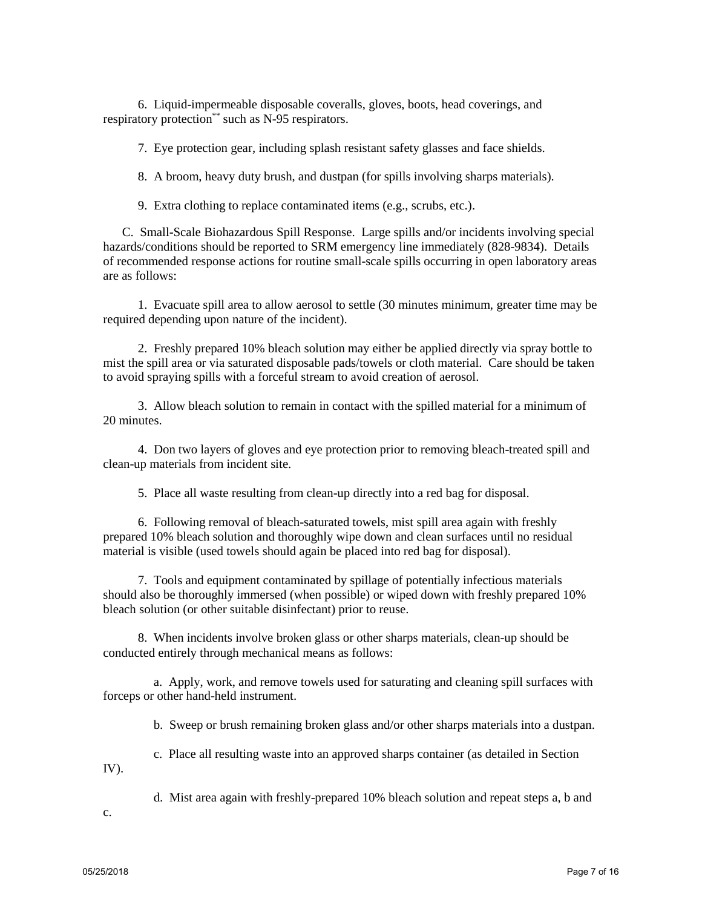6. Liquid-impermeable disposable coveralls, gloves, boots, head coverings, and respiratory protection** such as N-95 respirators.

7. Eye protection gear, including splash resistant safety glasses and face shields.

8. A broom, heavy duty brush, and dustpan (for spills involving sharps materials).

9. Extra clothing to replace contaminated items (e.g., scrubs, etc.).

C. Small-Scale Biohazardous Spill Response. Large spills and/or incidents involving special hazards/conditions should be reported to SRM emergency line immediately (828-9834). Details of recommended response actions for routine small-scale spills occurring in open laboratory areas are as follows:

1. Evacuate spill area to allow aerosol to settle (30 minutes minimum, greater time may be required depending upon nature of the incident).

2. Freshly prepared 10% bleach solution may either be applied directly via spray bottle to mist the spill area or via saturated disposable pads/towels or cloth material. Care should be taken to avoid spraying spills with a forceful stream to avoid creation of aerosol.

3. Allow bleach solution to remain in contact with the spilled material for a minimum of 20 minutes.

4. Don two layers of gloves and eye protection prior to removing bleach-treated spill and clean-up materials from incident site.

5. Place all waste resulting from clean-up directly into a red bag for disposal.

6. Following removal of bleach-saturated towels, mist spill area again with freshly prepared 10% bleach solution and thoroughly wipe down and clean surfaces until no residual material is visible (used towels should again be placed into red bag for disposal).

7. Tools and equipment contaminated by spillage of potentially infectious materials should also be thoroughly immersed (when possible) or wiped down with freshly prepared 10% bleach solution (or other suitable disinfectant) prior to reuse.

8. When incidents involve broken glass or other sharps materials, clean-up should be conducted entirely through mechanical means as follows:

a. Apply, work, and remove towels used for saturating and cleaning spill surfaces with forceps or other hand-held instrument.

b. Sweep or brush remaining broken glass and/or other sharps materials into a dustpan.

c. Place all resulting waste into an approved sharps container (as detailed in Section IV).

d. Mist area again with freshly-prepared 10% bleach solution and repeat steps a, b and c.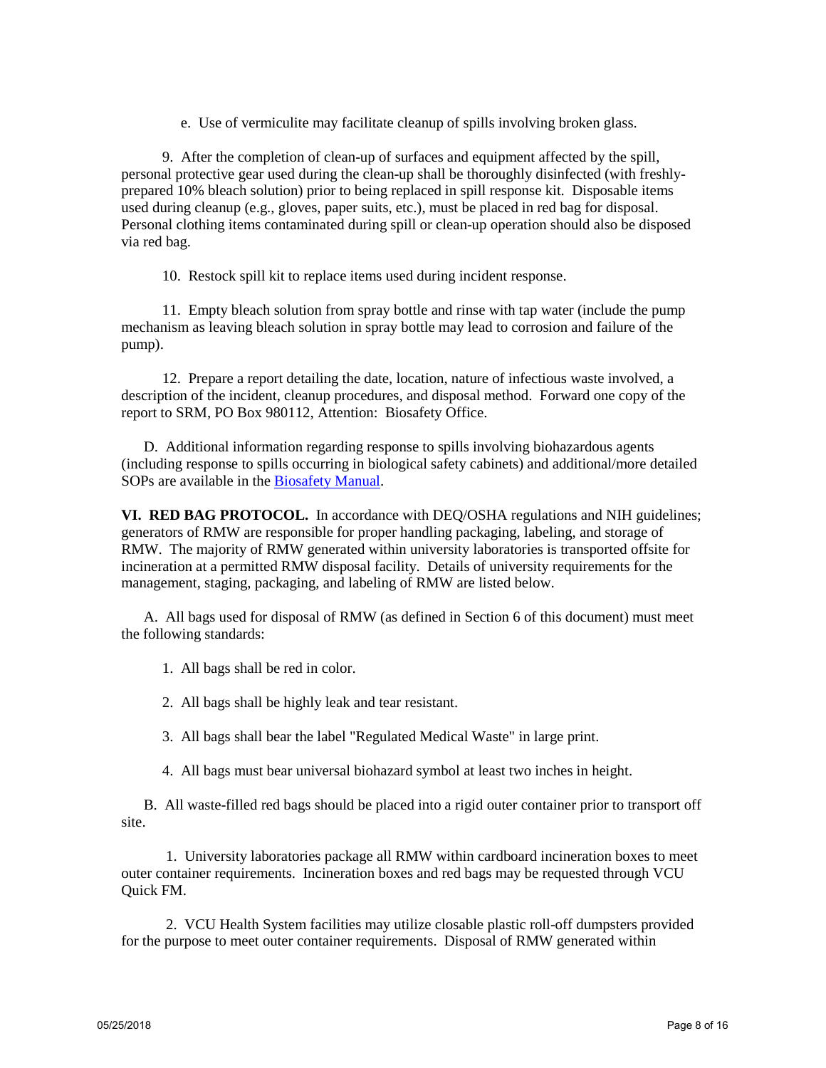e. Use of vermiculite may facilitate cleanup of spills involving broken glass.

9. After the completion of clean-up of surfaces and equipment affected by the spill, personal protective gear used during the clean-up shall be thoroughly disinfected (with freshly-prepared 10% bleach solution) prior to being replaced in spill response kit. Disposable items used during cleanup (e.g., gloves, paper suits, etc.), must be placed in red bag for disposal. Personal clothing items contaminated during spill or clean-up operation should also be disposed via red bag.

10. Restock spill kit to replace items used during incident response.

11. Empty bleach solution from spray bottle and rinse with tap water (include the pump mechanism as leaving bleach solution in spray bottle may lead to corrosion and failure of the pump).

12. Prepare a report detailing the date, location, nature of infectious waste involved, a description of the incident, cleanup procedures, and disposal method. Forward one copy of the report to SRM, PO Box 980112, Attention: Biosafety Office.

D. Additional information regarding response to spills involving biohazardous agents (including response to spills occurring in biological safety cabinets) and additional/more detailed SOPs are available in the Biosafety Manual.

**VI. RED BAG PROTOCOL.** In accordance with DEQ/OSHA regulations and NIH guidelines; generators of RMW are responsible for proper handling packaging, labeling, and storage of RMW. The majority of RMW generated within university laboratories is transported offsite for incineration at a permitted RMW disposal facility. Details of university requirements for the management, staging, packaging, and labeling of RMW are listed below.

A. All bags used for disposal of RMW (as defined in Section 6 of this document) must meet the following standards:

1. All bags shall be red in color.

2. All bags shall be highly leak and tear resistant.

3. All bags shall bear the label "Regulated Medical Waste" in large print.

4. All bags must bear universal biohazard symbol at least two inches in height.

B. All waste-filled red bags should be placed into a rigid outer container prior to transport off site.

1. University laboratories package all RMW within cardboard incineration boxes to meet outer container requirements. Incineration boxes and red bags may be requested through VCU Quick FM.

2. VCU Health System facilities may utilize closable plastic roll-off dumpsters provided for the purpose to meet outer container requirements. Disposal of RMW generated within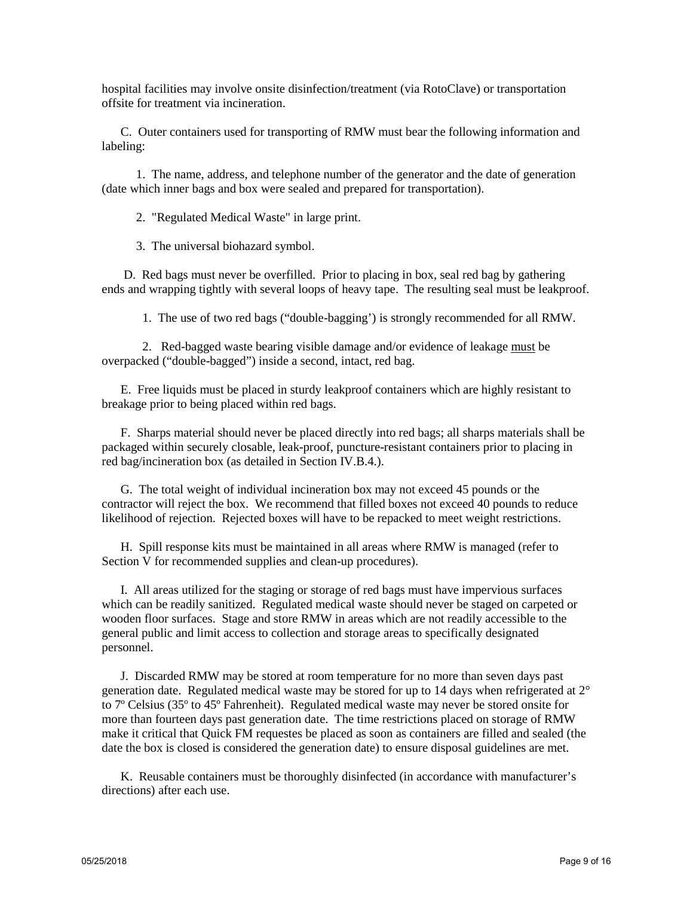hospital facilities may involve onsite disinfection/treatment (via RotoClave) or transportation offsite for treatment via incineration.

C. Outer containers used for transporting of RMW must bear the following information and labeling:

1. The name, address, and telephone number of the generator and the date of generation (date which inner bags and box were sealed and prepared for transportation).

2. "Regulated Medical Waste" in large print.

3. The universal biohazard symbol.

D. Red bags must never be overfilled. Prior to placing in box, seal red bag by gathering ends and wrapping tightly with several loops of heavy tape. The resulting seal must be leakproof.

1. The use of two red bags ("double-bagging') is strongly recommended for all RMW.

2. Red-bagged waste bearing visible damage and/or evidence of leakage <u>must</u> be overpacked ("double-bagged") inside a second, intact, red bag.

E. Free liquids must be placed in sturdy leakproof containers which are highly resistant to breakage prior to being placed within red bags.

F. Sharps material should never be placed directly into red bags; all sharps materials shall be packaged within securely closable, leak-proof, puncture-resistant containers prior to placing in red bag/incineration box (as detailed in Section IV.B.4.).

G. The total weight of individual incineration box may not exceed 45 pounds or the contractor will reject the box. We recommend that filled boxes not exceed 40 pounds to reduce likelihood of rejection. Rejected boxes will have to be repacked to meet weight restrictions.

H. Spill response kits must be maintained in all areas where RMW is managed (refer to Section V for recommended supplies and clean-up procedures).

I. All areas utilized for the staging or storage of red bags must have impervious surfaces which can be readily sanitized. Regulated medical waste should never be staged on carpeted or wooden floor surfaces. Stage and store RMW in areas which are not readily accessible to the general public and limit access to collection and storage areas to specifically designated personnel.

J. Discarded RMW may be stored at room temperature for no more than seven days past generation date. Regulated medical waste may be stored for up to 14 days when refrigerated at 2° to 7º Celsius (35º to 45º Fahrenheit). Regulated medical waste may never be stored onsite for more than fourteen days past generation date. The time restrictions placed on storage of RMW make it critical that Quick FM requestes be placed as soon as containers are filled and sealed (the date the box is closed is considered the generation date) to ensure disposal guidelines are met.

K. Reusable containers must be thoroughly disinfected (in accordance with manufacturer's directions) after each use.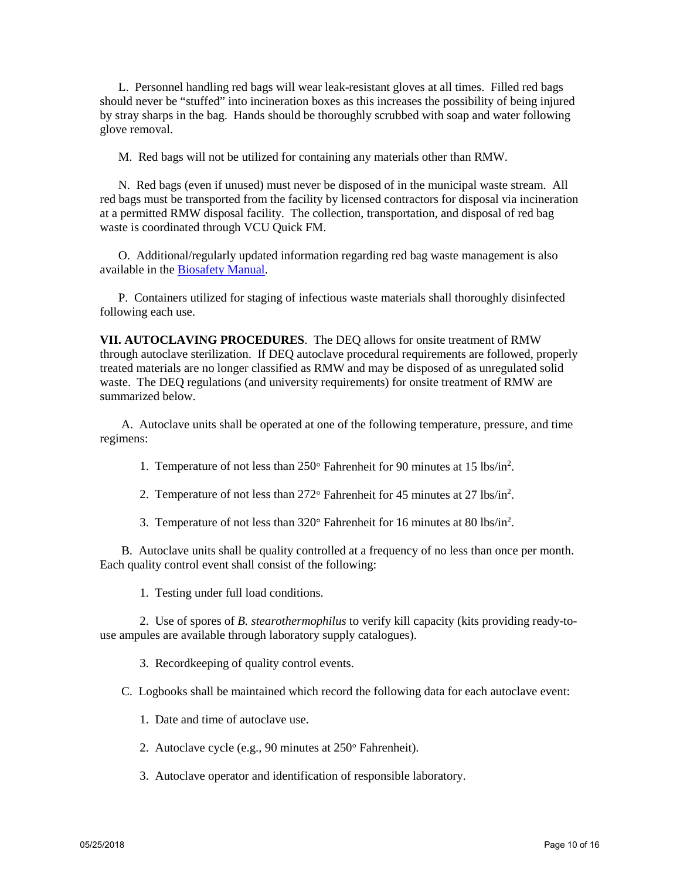L. Personnel handling red bags will wear leak-resistant gloves at all times. Filled red bags should never be "stuffed" into incineration boxes as this increases the possibility of being injured by stray sharps in the bag. Hands should be thoroughly scrubbed with soap and water following glove removal.

M. Red bags will not be utilized for containing any materials other than RMW.

N. Red bags (even if unused) must never be disposed of in the municipal waste stream. All red bags must be transported from the facility by licensed contractors for disposal via incineration at a permitted RMW disposal facility. The collection, transportation, and disposal of red bag waste is coordinated through VCU Quick FM.

O. Additional/regularly updated information regarding red bag waste management is also available in the Biosafety Manual.

P. Containers utilized for staging of infectious waste materials shall thoroughly disinfected following each use.

**VII. AUTOCLAVING PROCEDURES**. The DEQ allows for onsite treatment of RMW through autoclave sterilization. If DEQ autoclave procedural requirements are followed, properly treated materials are no longer classified as RMW and may be disposed of as unregulated solid waste. The DEQ regulations (and university requirements) for onsite treatment of RMW are summarized below.

A. Autoclave units shall be operated at one of the following temperature, pressure, and time regimens:

1. Temperature of not less than 250° Fahrenheit for 90 minutes at 15 $lbs/in^2$.

2. Temperature of not less than 272° Fahrenheit for 45 minutes at 27 $lbs/in^2$.

3. Temperature of not less than 320° Fahrenheit for 16 minutes at 80 $lbs/in^2$.

B. Autoclave units shall be quality controlled at a frequency of no less than once per month. Each quality control event shall consist of the following:

1. Testing under full load conditions.

2. Use of spores of *B. stearothermophilus* to verify kill capacity (kits providing ready-to-use ampules are available through laboratory supply catalogues).

3. Recordkeeping of quality control events.

C. Logbooks shall be maintained which record the following data for each autoclave event:

1. Date and time of autoclave use.

2. Autoclave cycle (e.g., 90 minutes at 250° Fahrenheit).

3. Autoclave operator and identification of responsible laboratory.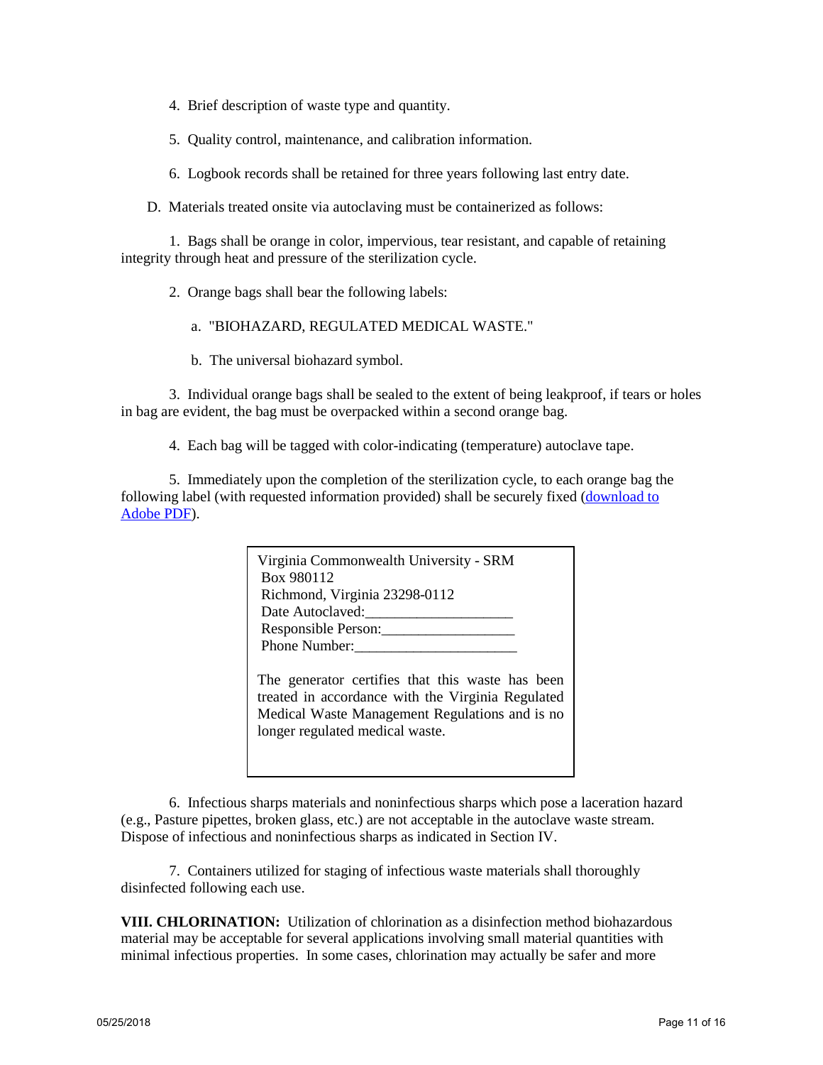4. Brief description of waste type and quantity.

5. Quality control, maintenance, and calibration information.

6. Logbook records shall be retained for three years following last entry date.

D. Materials treated onsite via autoclaving must be containerized as follows:

1. Bags shall be orange in color, impervious, tear resistant, and capable of retaining integrity through heat and pressure of the sterilization cycle.

2. Orange bags shall bear the following labels:

a. "BIOHAZARD, REGULATED MEDICAL WASTE."

b. The universal biohazard symbol.

3. Individual orange bags shall be sealed to the extent of being leakproof, if tears or holes in bag are evident, the bag must be overpacked within a second orange bag.

4. Each bag will be tagged with color-indicating (temperature) autoclave tape.

5. Immediately upon the completion of the sterilization cycle, to each orange bag the following label (with requested information provided) shall be securely fixed (download to Adobe PDF).

> Virginia Commonwealth University - SRM
> Box 980112
> Richmond, Virginia 23298-0112
> Date Autoclaved:____________________
> Responsible Person:__________________
> Phone Number:______________________
>
> The generator certifies that this waste has been treated in accordance with the Virginia Regulated Medical Waste Management Regulations and is no longer regulated medical waste.

6. Infectious sharps materials and noninfectious sharps which pose a laceration hazard (e.g., Pasture pipettes, broken glass, etc.) are not acceptable in the autoclave waste stream. Dispose of infectious and noninfectious sharps as indicated in Section IV.

7. Containers utilized for staging of infectious waste materials shall thoroughly disinfected following each use.

**VIII. CHLORINATION:** Utilization of chlorination as a disinfection method biohazardous material may be acceptable for several applications involving small material quantities with minimal infectious properties. In some cases, chlorination may actually be safer and more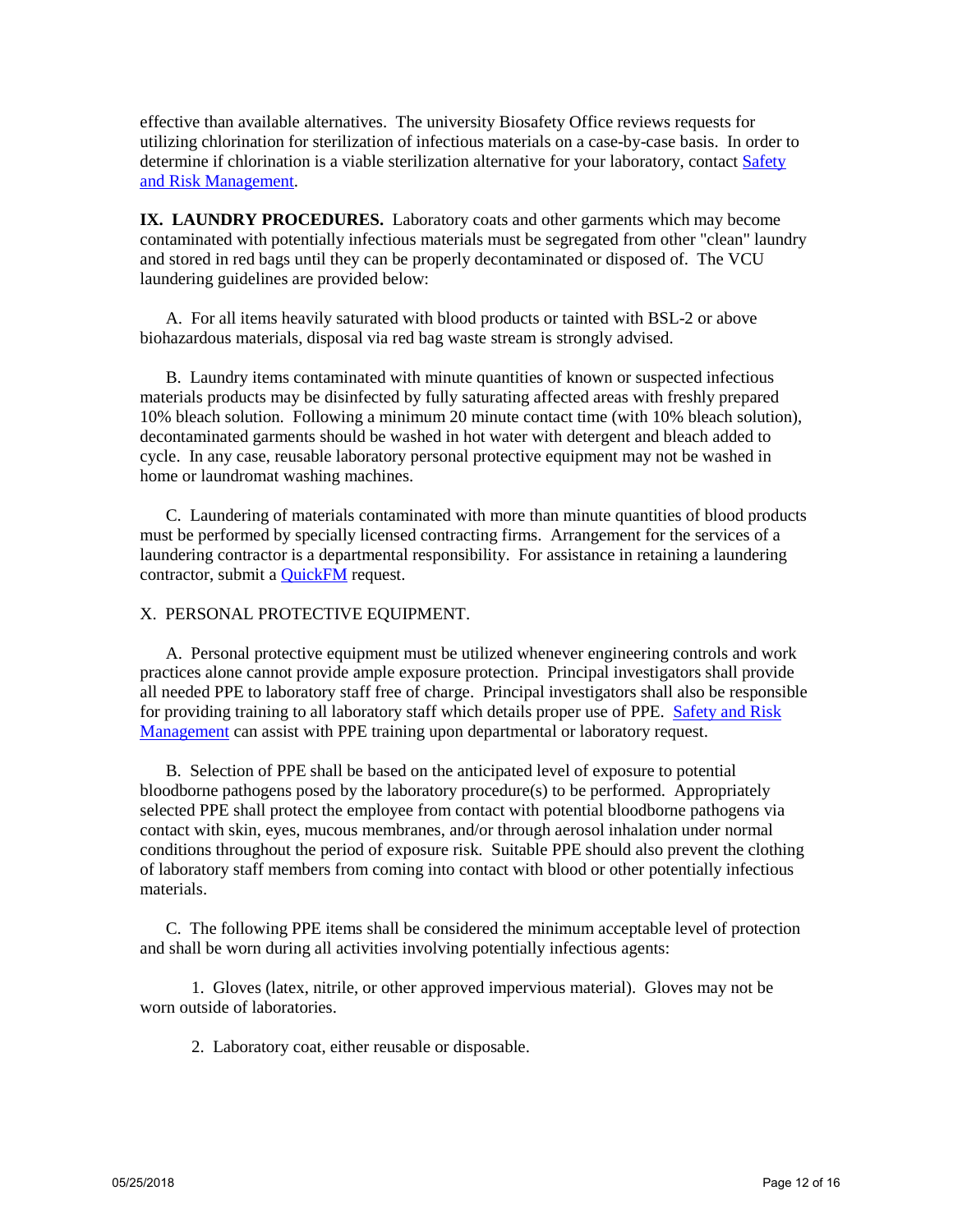effective than available alternatives. The university Biosafety Office reviews requests for utilizing chlorination for sterilization of infectious materials on a case-by-case basis. In order to determine if chlorination is a viable sterilization alternative for your laboratory, contact [Safety and Risk Management](#).

**IX. LAUNDRY PROCEDURES.** Laboratory coats and other garments which may become contaminated with potentially infectious materials must be segregated from other "clean" laundry and stored in red bags until they can be properly decontaminated or disposed of. The VCU laundering guidelines are provided below:

A. For all items heavily saturated with blood products or tainted with BSL-2 or above biohazardous materials, disposal via red bag waste stream is strongly advised.

B. Laundry items contaminated with minute quantities of known or suspected infectious materials products may be disinfected by fully saturating affected areas with freshly prepared 10% bleach solution. Following a minimum 20 minute contact time (with 10% bleach solution), decontaminated garments should be washed in hot water with detergent and bleach added to cycle. In any case, reusable laboratory personal protective equipment may not be washed in home or laundromat washing machines.

C. Laundering of materials contaminated with more than minute quantities of blood products must be performed by specially licensed contracting firms. Arrangement for the services of a laundering contractor is a departmental responsibility. For assistance in retaining a laundering contractor, submit a [QuickFM](#) request.

X. PERSONAL PROTECTIVE EQUIPMENT.

A. Personal protective equipment must be utilized whenever engineering controls and work practices alone cannot provide ample exposure protection. Principal investigators shall provide all needed PPE to laboratory staff free of charge. Principal investigators shall also be responsible for providing training to all laboratory staff which details proper use of PPE. [Safety and Risk Management](#) can assist with PPE training upon departmental or laboratory request.

B. Selection of PPE shall be based on the anticipated level of exposure to potential bloodborne pathogens posed by the laboratory procedure(s) to be performed. Appropriately selected PPE shall protect the employee from contact with potential bloodborne pathogens via contact with skin, eyes, mucous membranes, and/or through aerosol inhalation under normal conditions throughout the period of exposure risk. Suitable PPE should also prevent the clothing of laboratory staff members from coming into contact with blood or other potentially infectious materials.

C. The following PPE items shall be considered the minimum acceptable level of protection and shall be worn during all activities involving potentially infectious agents:

1. Gloves (latex, nitrile, or other approved impervious material). Gloves may not be worn outside of laboratories.

2. Laboratory coat, either reusable or disposable.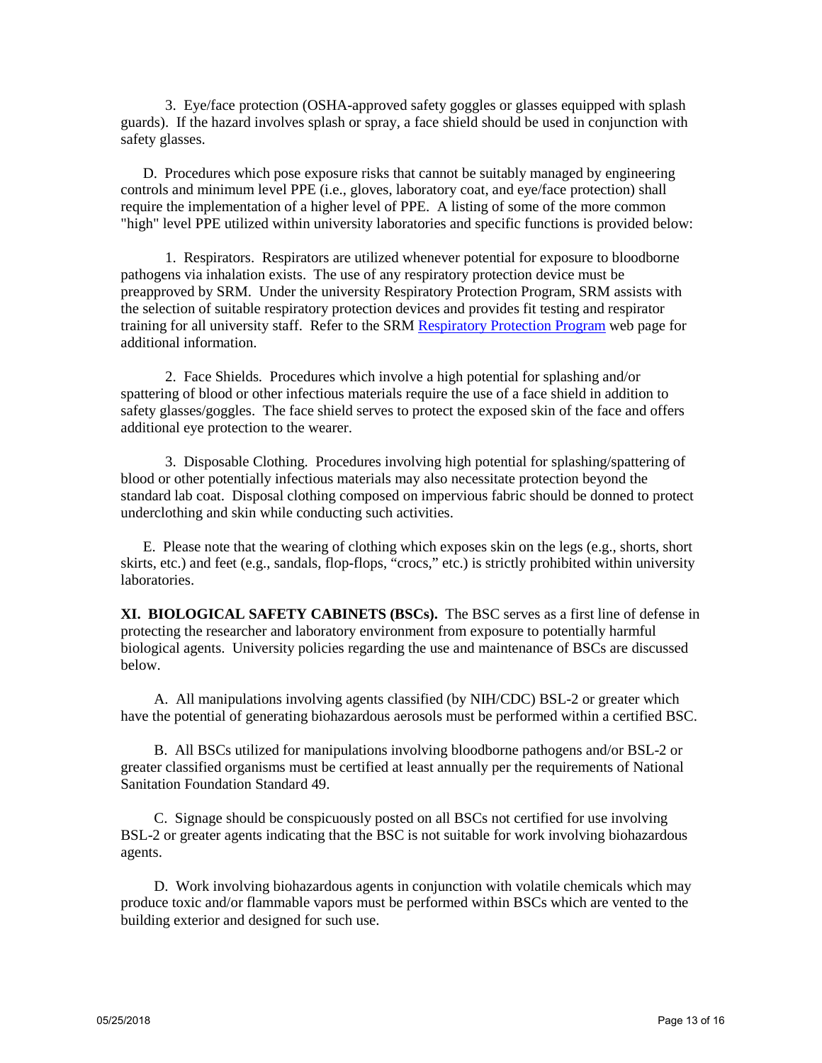3. Eye/face protection (OSHA-approved safety goggles or glasses equipped with splash guards). If the hazard involves splash or spray, a face shield should be used in conjunction with safety glasses.

D. Procedures which pose exposure risks that cannot be suitably managed by engineering controls and minimum level PPE (i.e., gloves, laboratory coat, and eye/face protection) shall require the implementation of a higher level of PPE. A listing of some of the more common "high" level PPE utilized within university laboratories and specific functions is provided below:

1. Respirators. Respirators are utilized whenever potential for exposure to bloodborne pathogens via inhalation exists. The use of any respiratory protection device must be preapproved by SRM. Under the university Respiratory Protection Program, SRM assists with the selection of suitable respiratory protection devices and provides fit testing and respirator training for all university staff. Refer to the SRM Respiratory Protection Program web page for additional information.

2. Face Shields. Procedures which involve a high potential for splashing and/or spattering of blood or other infectious materials require the use of a face shield in addition to safety glasses/goggles. The face shield serves to protect the exposed skin of the face and offers additional eye protection to the wearer.

3. Disposable Clothing. Procedures involving high potential for splashing/spattering of blood or other potentially infectious materials may also necessitate protection beyond the standard lab coat. Disposal clothing composed on impervious fabric should be donned to protect underclothing and skin while conducting such activities.

E. Please note that the wearing of clothing which exposes skin on the legs (e.g., shorts, short skirts, etc.) and feet (e.g., sandals, flop-flops, "crocs," etc.) is strictly prohibited within university laboratories.

**XI. BIOLOGICAL SAFETY CABINETS (BSCs).** The BSC serves as a first line of defense in protecting the researcher and laboratory environment from exposure to potentially harmful biological agents. University policies regarding the use and maintenance of BSCs are discussed below.

A. All manipulations involving agents classified (by NIH/CDC) BSL-2 or greater which have the potential of generating biohazardous aerosols must be performed within a certified BSC.

B. All BSCs utilized for manipulations involving bloodborne pathogens and/or BSL-2 or greater classified organisms must be certified at least annually per the requirements of National Sanitation Foundation Standard 49.

C. Signage should be conspicuously posted on all BSCs not certified for use involving BSL-2 or greater agents indicating that the BSC is not suitable for work involving biohazardous agents.

D. Work involving biohazardous agents in conjunction with volatile chemicals which may produce toxic and/or flammable vapors must be performed within BSCs which are vented to the building exterior and designed for such use.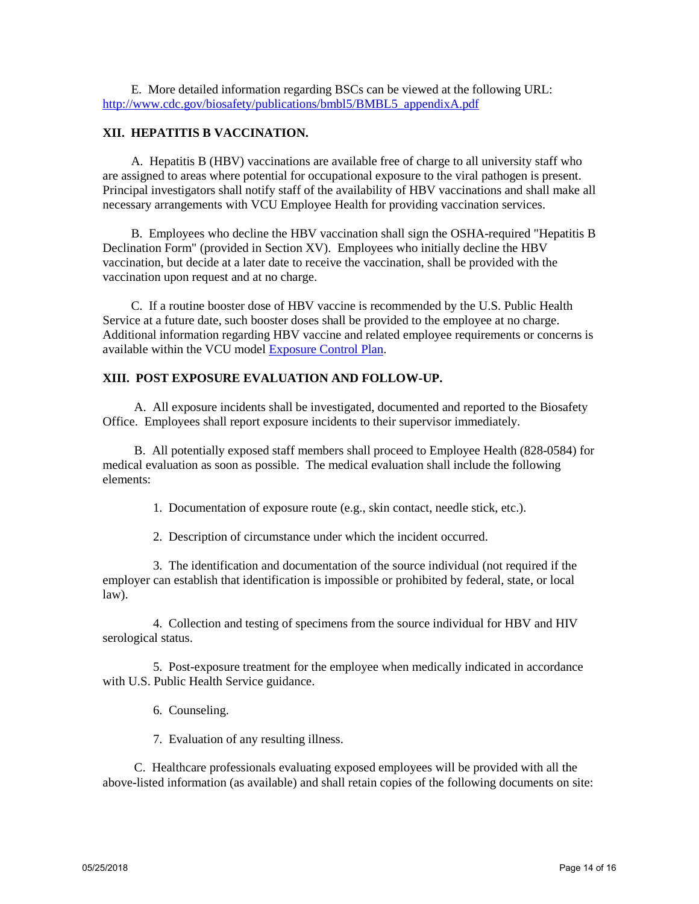E. More detailed information regarding BSCs can be viewed at the following URL: [http://www.cdc.gov/biosafety/publications/bmbl5/BMBL5_appendixA.pdf](http://www.cdc.gov/biosafety/publications/bmbl5/BMBL5_appendixA.pdf)

## XII. HEPATITIS B VACCINATION.

A. Hepatitis B (HBV) vaccinations are available free of charge to all university staff who are assigned to areas where potential for occupational exposure to the viral pathogen is present. Principal investigators shall notify staff of the availability of HBV vaccinations and shall make all necessary arrangements with VCU Employee Health for providing vaccination services.

B. Employees who decline the HBV vaccination shall sign the OSHA-required "Hepatitis B Declination Form" (provided in Section XV). Employees who initially decline the HBV vaccination, but decide at a later date to receive the vaccination, shall be provided with the vaccination upon request and at no charge.

C. If a routine booster dose of HBV vaccine is recommended by the U.S. Public Health Service at a future date, such booster doses shall be provided to the employee at no charge. Additional information regarding HBV vaccine and related employee requirements or concerns is available within the VCU model Exposure Control Plan.

## XIII. POST EXPOSURE EVALUATION AND FOLLOW-UP.

A. All exposure incidents shall be investigated, documented and reported to the Biosafety Office. Employees shall report exposure incidents to their supervisor immediately.

B. All potentially exposed staff members shall proceed to Employee Health (828-0584) for medical evaluation as soon as possible. The medical evaluation shall include the following elements:

1. Documentation of exposure route (e.g., skin contact, needle stick, etc.).

2. Description of circumstance under which the incident occurred.

3. The identification and documentation of the source individual (not required if the employer can establish that identification is impossible or prohibited by federal, state, or local law).

4. Collection and testing of specimens from the source individual for HBV and HIV serological status.

5. Post-exposure treatment for the employee when medically indicated in accordance with U.S. Public Health Service guidance.

6. Counseling.

7. Evaluation of any resulting illness.

C. Healthcare professionals evaluating exposed employees will be provided with all the above-listed information (as available) and shall retain copies of the following documents on site: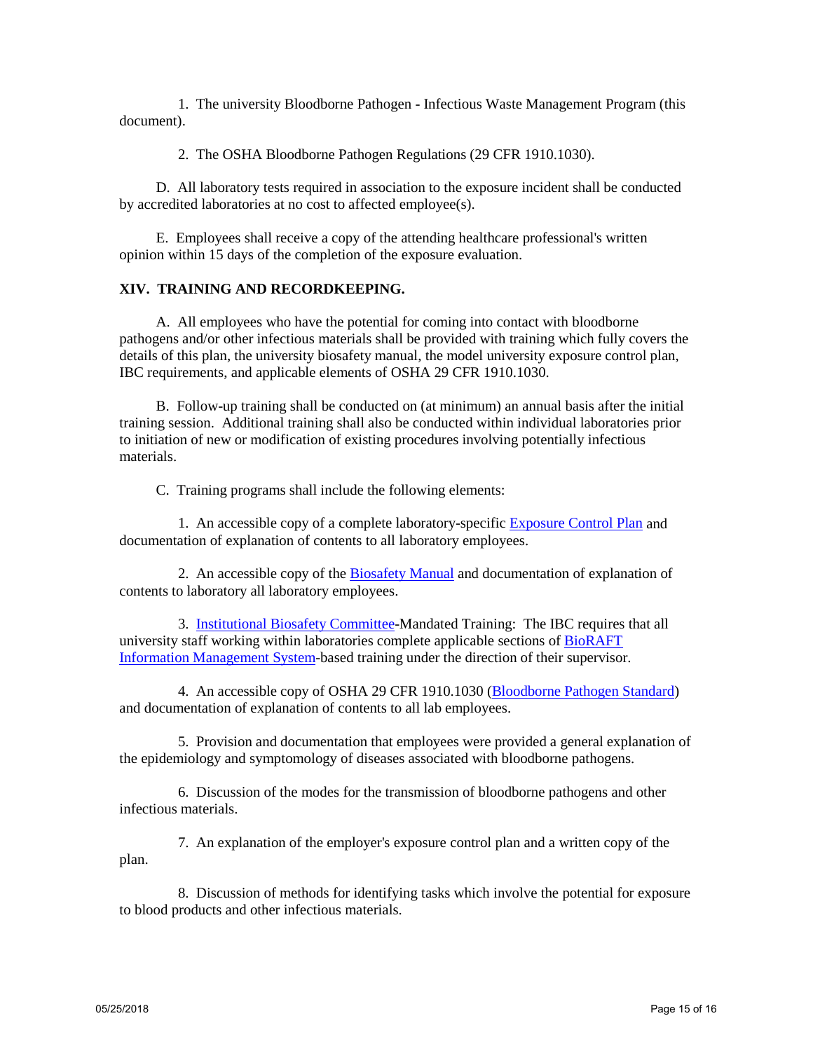1. The university Bloodborne Pathogen - Infectious Waste Management Program (this document).

2. The OSHA Bloodborne Pathogen Regulations (29 CFR 1910.1030).

D. All laboratory tests required in association to the exposure incident shall be conducted by accredited laboratories at no cost to affected employee(s).

E. Employees shall receive a copy of the attending healthcare professional's written opinion within 15 days of the completion of the exposure evaluation.

**XIV. TRAINING AND RECORDKEEPING.**

A. All employees who have the potential for coming into contact with bloodborne pathogens and/or other infectious materials shall be provided with training which fully covers the details of this plan, the university biosafety manual, the model university exposure control plan, IBC requirements, and applicable elements of OSHA 29 CFR 1910.1030.

B. Follow-up training shall be conducted on (at minimum) an annual basis after the initial training session. Additional training shall also be conducted within individual laboratories prior to initiation of new or modification of existing procedures involving potentially infectious materials.

C. Training programs shall include the following elements:

1. An accessible copy of a complete laboratory-specific Exposure Control Plan and documentation of explanation of contents to all laboratory employees.

2. An accessible copy of the Biosafety Manual and documentation of explanation of contents to laboratory all laboratory employees.

3. Institutional Biosafety Committee-Mandated Training: The IBC requires that all university staff working within laboratories complete applicable sections of BioRAFT Information Management System-based training under the direction of their supervisor.

4. An accessible copy of OSHA 29 CFR 1910.1030 (Bloodborne Pathogen Standard) and documentation of explanation of contents to all lab employees.

5. Provision and documentation that employees were provided a general explanation of the epidemiology and symptomology of diseases associated with bloodborne pathogens.

6. Discussion of the modes for the transmission of bloodborne pathogens and other infectious materials.

7. An explanation of the employer's exposure control plan and a written copy of the plan.

8. Discussion of methods for identifying tasks which involve the potential for exposure to blood products and other infectious materials.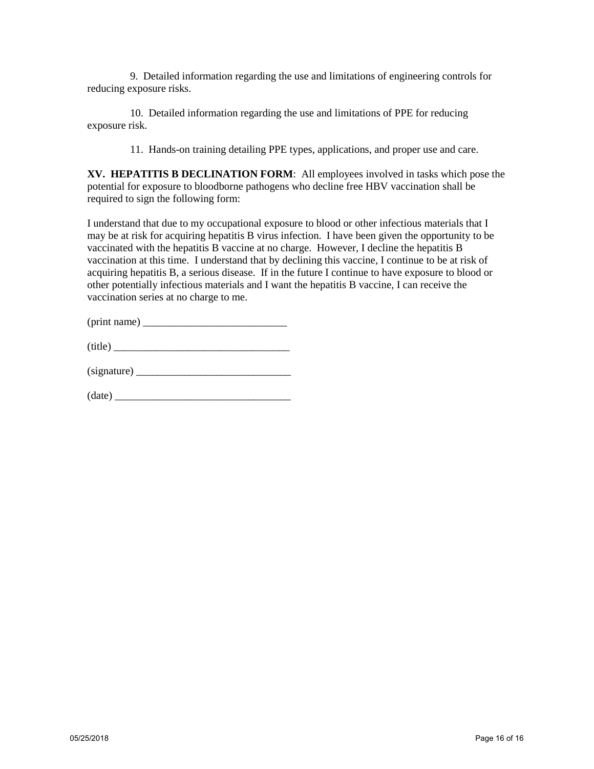9. Detailed information regarding the use and limitations of engineering controls for reducing exposure risks.

10. Detailed information regarding the use and limitations of PPE for reducing exposure risk.

11. Hands-on training detailing PPE types, applications, and proper use and care.

**XV. HEPATITIS B DECLINATION FORM**: All employees involved in tasks which pose the potential for exposure to bloodborne pathogens who decline free HBV vaccination shall be required to sign the following form:

I understand that due to my occupational exposure to blood or other infectious materials that I may be at risk for acquiring hepatitis B virus infection. I have been given the opportunity to be vaccinated with the hepatitis B vaccine at no charge. However, I decline the hepatitis B vaccination at this time. I understand that by declining this vaccine, I continue to be at risk of acquiring hepatitis B, a serious disease. If in the future I continue to have exposure to blood or other potentially infectious materials and I want the hepatitis B vaccine, I can receive the vaccination series at no charge to me.

(print name) ___________________________

(title) _________________________________

(signature) _____________________________

(date) _________________________________